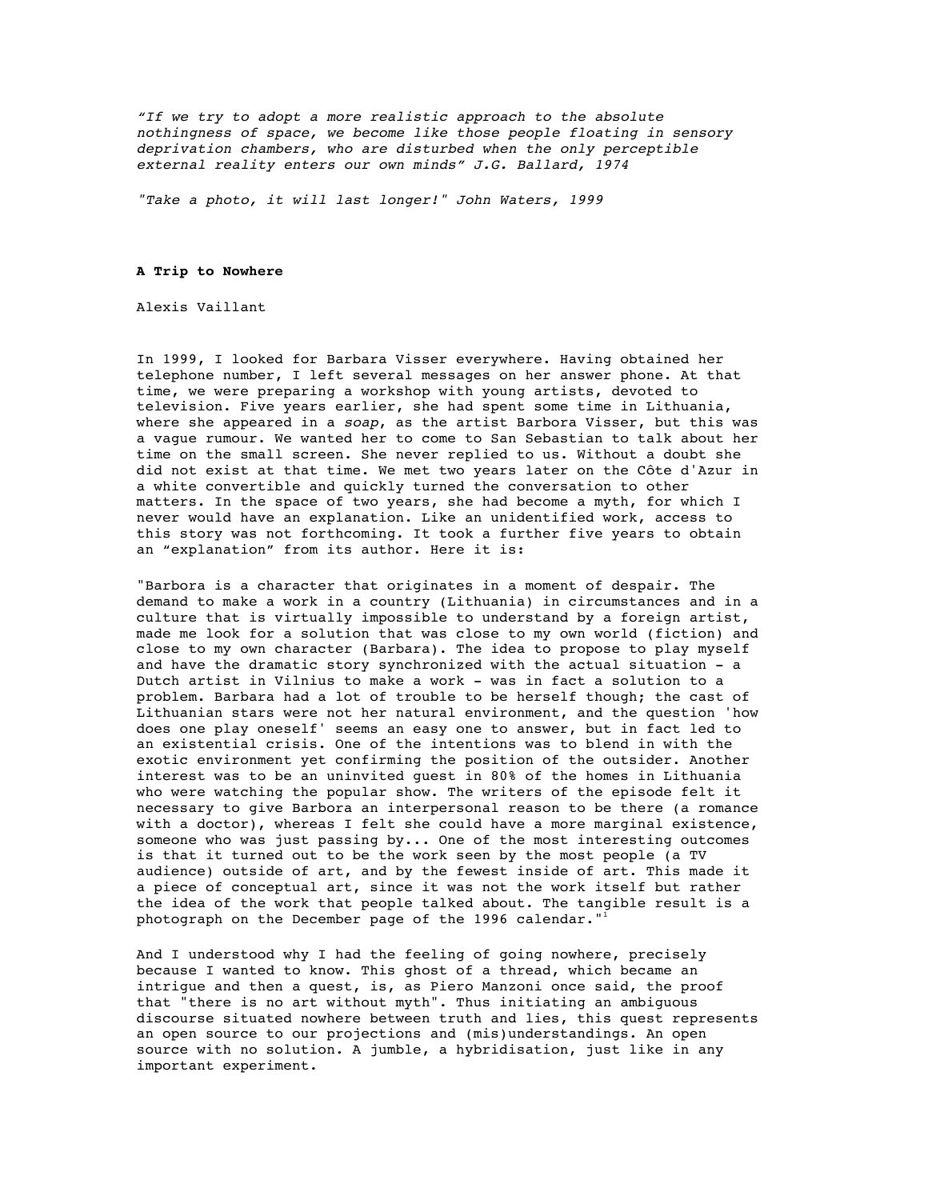*"If we try to adopt a more realistic approach to the absolute nothingness of space, we become like those people floating in sensory deprivation chambers, who are disturbed when the only perceptible external reality enters our own minds" J.G. Ballard, 1974*

*"Take a photo, it will last longer!" John Waters, 1999*

**A Trip to Nowhere**

Alexis Vaillant

In 1999, I looked for Barbara Visser everywhere. Having obtained her telephone number, I left several messages on her answer phone. At that time, we were preparing a workshop with young artists, devoted to television. Five years earlier, she had spent some time in Lithuania, where she appeared in a *soap*, as the artist Barbora Visser, but this was a vague rumour. We wanted her to come to San Sebastian to talk about her time on the small screen. She never replied to us. Without a doubt she did not exist at that time. We met two years later on the Côte d'Azur in a white convertible and quickly turned the conversation to other matters. In the space of two years, she had become a myth, for which I never would have an explanation. Like an unidentified work, access to this story was not forthcoming. It took a further five years to obtain an "explanation" from its author. Here it is:

"Barbora is a character that originates in a moment of despair. The demand to make a work in a country (Lithuania) in circumstances and in a culture that is virtually impossible to understand by a foreign artist, made me look for a solution that was close to my own world (fiction) and close to my own character (Barbara). The idea to propose to play myself and have the dramatic story synchronized with the actual situation - a Dutch artist in Vilnius to make a work - was in fact a solution to a problem. Barbara had a lot of trouble to be herself though; the cast of Lithuanian stars were not her natural environment, and the question 'how does one play oneself' seems an easy one to answer, but in fact led to an existential crisis. One of the intentions was to blend in with the exotic environment yet confirming the position of the outsider. Another interest was to be an uninvited guest in 80% of the homes in Lithuania who were watching the popular show. The writers of the episode felt it necessary to give Barbora an interpersonal reason to be there (a romance with a doctor), whereas I felt she could have a more marginal existence, someone who was just passing by... One of the most interesting outcomes is that it turned out to be the work seen by the most people (a TV audience) outside of art, and by the fewest inside of art. This made it a piece of conceptual art, since it was not the work itself but rather the idea of the work that people talked about. The tangible result is a photograph on the December page of the 1996 calendar."[1]

And I understood why I had the feeling of going nowhere, precisely because I wanted to know. This ghost of a thread, which became an intrigue and then a quest, is, as Piero Manzoni once said, the proof that "there is no art without myth". Thus initiating an ambiguous discourse situated nowhere between truth and lies, this quest represents an open source to our projections and (mis)understandings. An open source with no solution. A jumble, a hybridisation, just like in any important experiment.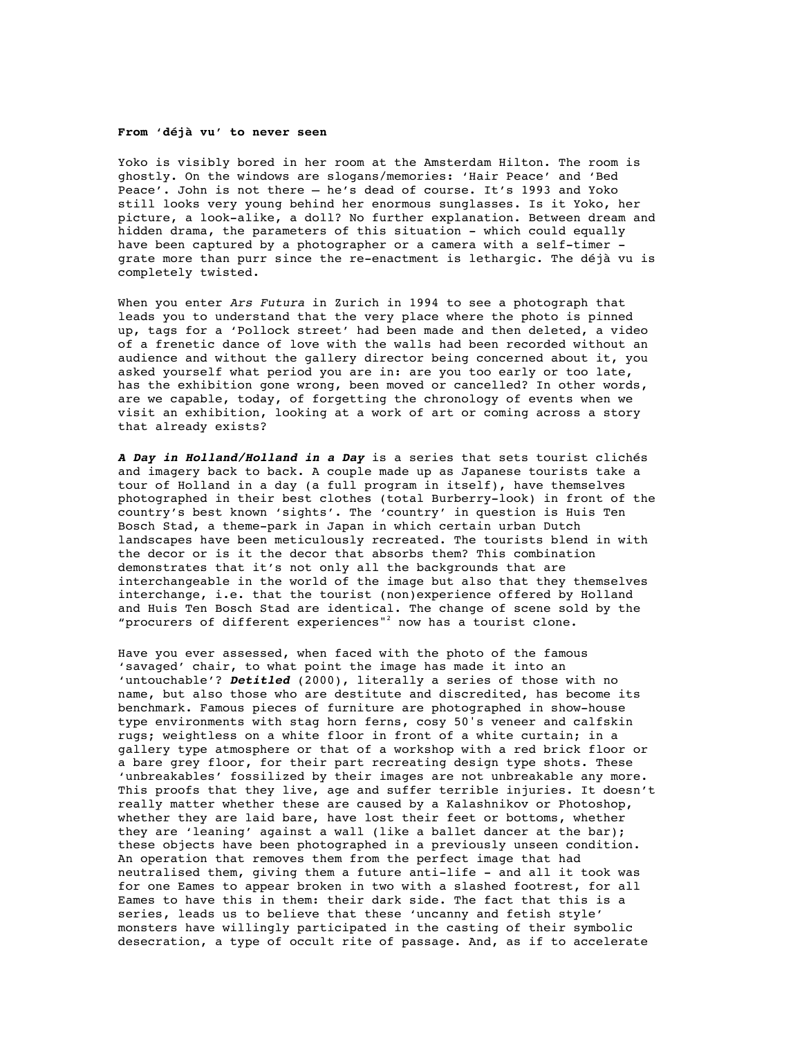**From 'déjà vu' to never seen**

Yoko is visibly bored in her room at the Amsterdam Hilton. The room is ghostly. On the windows are slogans/memories: 'Hair Peace' and 'Bed Peace'. John is not there – he's dead of course. It's 1993 and Yoko still looks very young behind her enormous sunglasses. Is it Yoko, her picture, a look-alike, a doll? No further explanation. Between dream and hidden drama, the parameters of this situation - which could equally have been captured by a photographer or a camera with a self-timer - grate more than purr since the re-enactment is lethargic. The déjà vu is completely twisted.

When you enter *Ars Futura* in Zurich in 1994 to see a photograph that leads you to understand that the very place where the photo is pinned up, tags for a 'Pollock street' had been made and then deleted, a video of a frenetic dance of love with the walls had been recorded without an audience and without the gallery director being concerned about it, you asked yourself what period you are in: are you too early or too late, has the exhibition gone wrong, been moved or cancelled? In other words, are we capable, today, of forgetting the chronology of events when we visit an exhibition, looking at a work of art or coming across a story that already exists?

***A Day in Holland/Holland in a Day*** is a series that sets tourist clichés and imagery back to back. A couple made up as Japanese tourists take a tour of Holland in a day (a full program in itself), have themselves photographed in their best clothes (total Burberry-look) in front of the country's best known 'sights'. The 'country' in question is Huis Ten Bosch Stad, a theme-park in Japan in which certain urban Dutch landscapes have been meticulously recreated. The tourists blend in with the decor or is it the decor that absorbs them? This combination demonstrates that it's not only all the backgrounds that are interchangeable in the world of the image but also that they themselves interchange, i.e. that the tourist (non)experience offered by Holland and Huis Ten Bosch Stad are identical. The change of scene sold by the "procurers of different experiences"[2] now has a tourist clone.

Have you ever assessed, when faced with the photo of the famous 'savaged' chair, to what point the image has made it into an 'untouchable'? ***Detitled*** (2000), literally a series of those with no name, but also those who are destitute and discredited, has become its benchmark. Famous pieces of furniture are photographed in show-house type environments with stag horn ferns, cosy 50's veneer and calfskin rugs; weightless on a white floor in front of a white curtain; in a gallery type atmosphere or that of a workshop with a red brick floor or a bare grey floor, for their part recreating design type shots. These 'unbreakables' fossilized by their images are not unbreakable any more. This proofs that they live, age and suffer terrible injuries. It doesn't really matter whether these are caused by a Kalashnikov or Photoshop, whether they are laid bare, have lost their feet or bottoms, whether they are 'leaning' against a wall (like a ballet dancer at the bar); these objects have been photographed in a previously unseen condition. An operation that removes them from the perfect image that had neutralised them, giving them a future anti-life - and all it took was for one Eames to appear broken in two with a slashed footrest, for all Eames to have this in them: their dark side. The fact that this is a series, leads us to believe that these 'uncanny and fetish style' monsters have willingly participated in the casting of their symbolic desecration, a type of occult rite of passage. And, as if to accelerate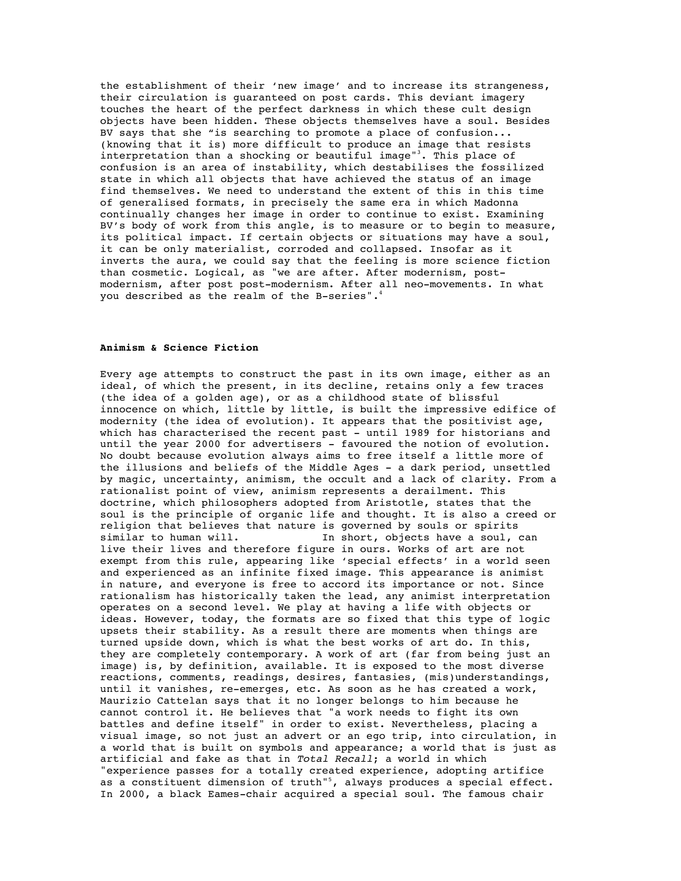the establishment of their 'new image' and to increase its strangeness, their circulation is guaranteed on post cards. This deviant imagery touches the heart of the perfect darkness in which these cult design objects have been hidden. These objects themselves have a soul. Besides BV says that she "is searching to promote a place of confusion... (knowing that it is) more difficult to produce an image that resists interpretation than a shocking or beautiful image"[3]. This place of confusion is an area of instability, which destabilises the fossilized state in which all objects that have achieved the status of an image find themselves. We need to understand the extent of this in this time of generalised formats, in precisely the same era in which Madonna continually changes her image in order to continue to exist. Examining BV's body of work from this angle, is to measure or to begin to measure, its political impact. If certain objects or situations may have a soul, it can be only materialist, corroded and collapsed. Insofar as it inverts the aura, we could say that the feeling is more science fiction than cosmetic. Logical, as "we are after. After modernism, post-modernism, after post post-modernism. After all neo-movements. In what you described as the realm of the B-series".[4]

**Animism & Science Fiction**

Every age attempts to construct the past in its own image, either as an ideal, of which the present, in its decline, retains only a few traces (the idea of a golden age), or as a childhood state of blissful innocence on which, little by little, is built the impressive edifice of modernity (the idea of evolution). It appears that the positivist age, which has characterised the recent past - until 1989 for historians and until the year 2000 for advertisers - favoured the notion of evolution. No doubt because evolution always aims to free itself a little more of the illusions and beliefs of the Middle Ages - a dark period, unsettled by magic, uncertainty, animism, the occult and a lack of clarity. From a rationalist point of view, animism represents a derailment. This doctrine, which philosophers adopted from Aristotle, states that the soul is the principle of organic life and thought. It is also a creed or religion that believes that nature is governed by souls or spirits similar to human will. In short, objects have a soul, can live their lives and therefore figure in ours. Works of art are not exempt from this rule, appearing like 'special effects' in a world seen and experienced as an infinite fixed image. This appearance is animist in nature, and everyone is free to accord its importance or not. Since rationalism has historically taken the lead, any animist interpretation operates on a second level. We play at having a life with objects or ideas. However, today, the formats are so fixed that this type of logic upsets their stability. As a result there are moments when things are turned upside down, which is what the best works of art do. In this, they are completely contemporary. A work of art (far from being just an image) is, by definition, available. It is exposed to the most diverse reactions, comments, readings, desires, fantasies, (mis)understandings, until it vanishes, re-emerges, etc. As soon as he has created a work, Maurizio Cattelan says that it no longer belongs to him because he cannot control it. He believes that "a work needs to fight its own battles and define itself" in order to exist. Nevertheless, placing a visual image, so not just an advert or an ego trip, into circulation, in a world that is built on symbols and appearance; a world that is just as artificial and fake as that in *Total Recall*; a world in which "experience passes for a totally created experience, adopting artifice as a constituent dimension of truth"[5], always produces a special effect. In 2000, a black Eames-chair acquired a special soul. The famous chair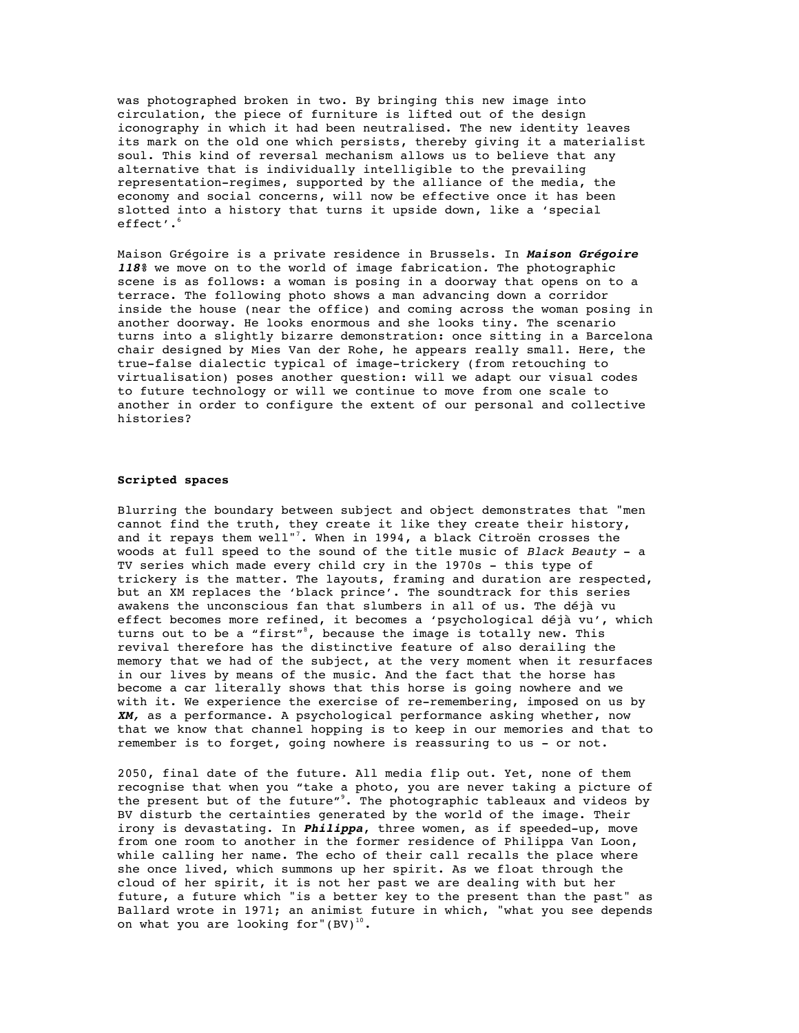was photographed broken in two. By bringing this new image into circulation, the piece of furniture is lifted out of the design iconography in which it had been neutralised. The new identity leaves its mark on the old one which persists, thereby giving it a materialist soul. This kind of reversal mechanism allows us to believe that any alternative that is individually intelligible to the prevailing representation-regimes, supported by the alliance of the media, the economy and social concerns, will now be effective once it has been slotted into a history that turns it upside down, like a 'special effect'.[6]

Maison Grégoire is a private residence in Brussels. In ***Maison Grégoire 118%*** we move on to the world of image fabrication. The photographic scene is as follows: a woman is posing in a doorway that opens on to a terrace. The following photo shows a man advancing down a corridor inside the house (near the office) and coming across the woman posing in another doorway. He looks enormous and she looks tiny. The scenario turns into a slightly bizarre demonstration: once sitting in a Barcelona chair designed by Mies Van der Rohe, he appears really small. Here, the true-false dialectic typical of image-trickery (from retouching to virtualisation) poses another question: will we adapt our visual codes to future technology or will we continue to move from one scale to another in order to configure the extent of our personal and collective histories?

**Scripted spaces**

Blurring the boundary between subject and object demonstrates that "men cannot find the truth, they create it like they create their history, and it repays them well"[7]. When in 1994, a black Citroën crosses the woods at full speed to the sound of the title music of *Black Beauty* - a TV series which made every child cry in the 1970s - this type of trickery is the matter. The layouts, framing and duration are respected, but an XM replaces the 'black prince'. The soundtrack for this series awakens the unconscious fan that slumbers in all of us. The déjà vu effect becomes more refined, it becomes a 'psychological déjà vu', which turns out to be a "first"[8], because the image is totally new. This revival therefore has the distinctive feature of also derailing the memory that we had of the subject, at the very moment when it resurfaces in our lives by means of the music. And the fact that the horse has become a car literally shows that this horse is going nowhere and we with it. We experience the exercise of re-remembering, imposed on us by ***XM***, as a performance. A psychological performance asking whether, now that we know that channel hopping is to keep in our memories and that to remember is to forget, going nowhere is reassuring to us - or not.

2050, final date of the future. All media flip out. Yet, none of them recognise that when you "take a photo, you are never taking a picture of the present but of the future"[9]. The photographic tableaux and videos by BV disturb the certainties generated by the world of the image. Their irony is devastating. In ***Philippa***, three women, as if speeded-up, move from one room to another in the former residence of Philippa Van Loon, while calling her name. The echo of their call recalls the place where she once lived, which summons up her spirit. As we float through the cloud of her spirit, it is not her past we are dealing with but her future, a future which "is a better key to the present than the past" as Ballard wrote in 1971; an animist future in which, "what you see depends on what you are looking for"(BV)[10].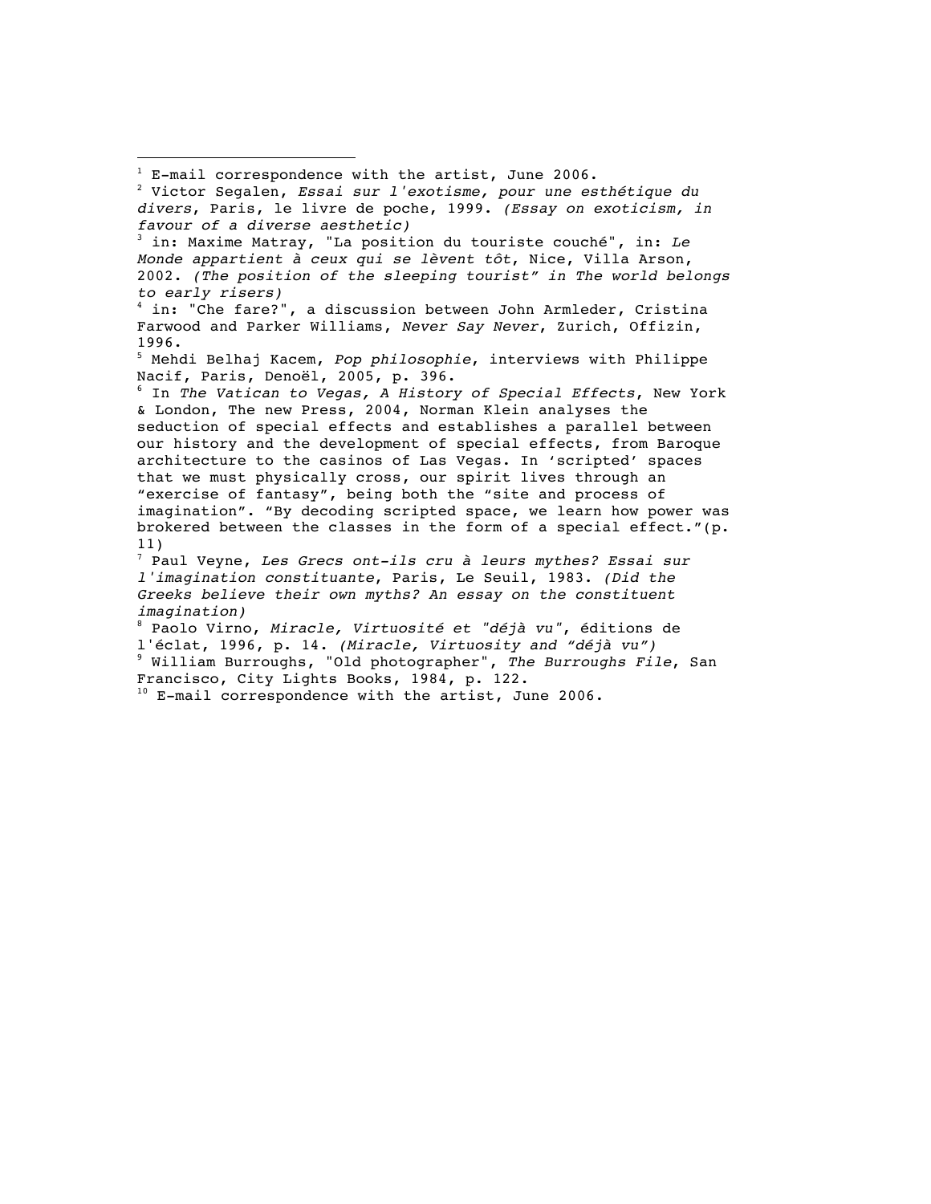[1] E-mail correspondence with the artist, June 2006.

[2] Victor Segalen, *Essai sur l'exotisme, pour une esthétique du divers*, Paris, le livre de poche, 1999. *(Essay on exoticism, in favour of a diverse aesthetic)*

[3] in: Maxime Matray, "La position du touriste couché", in: *Le Monde appartient à ceux qui se lèvent tôt*, Nice, Villa Arson, 2002. *(The position of the sleeping tourist" in The world belongs to early risers)*

[4] in: "Che fare?", a discussion between John Armleder, Cristina Farwood and Parker Williams, *Never Say Never*, Zurich, Offizin, 1996.

[5] Mehdi Belhaj Kacem, *Pop philosophie*, interviews with Philippe Nacif, Paris, Denoël, 2005, p. 396.

[6] In *The Vatican to Vegas, A History of Special Effects*, New York & London, The new Press, 2004, Norman Klein analyses the seduction of special effects and establishes a parallel between our history and the development of special effects, from Baroque architecture to the casinos of Las Vegas. In 'scripted' spaces that we must physically cross, our spirit lives through an "exercise of fantasy", being both the "site and process of imagination". "By decoding scripted space, we learn how power was brokered between the classes in the form of a special effect."(p. 11)

[7] Paul Veyne, *Les Grecs ont-ils cru à leurs mythes? Essai sur l'imagination constituante*, Paris, Le Seuil, 1983. *(Did the Greeks believe their own myths? An essay on the constituent imagination)*

[8] Paolo Virno, *Miracle, Virtuosité et "déjà vu"*, éditions de l'éclat, 1996, p. 14. *(Miracle, Virtuosity and "déjà vu")*

[9] William Burroughs, "Old photographer", *The Burroughs File*, San Francisco, City Lights Books, 1984, p. 122.

[10] E-mail correspondence with the artist, June 2006.